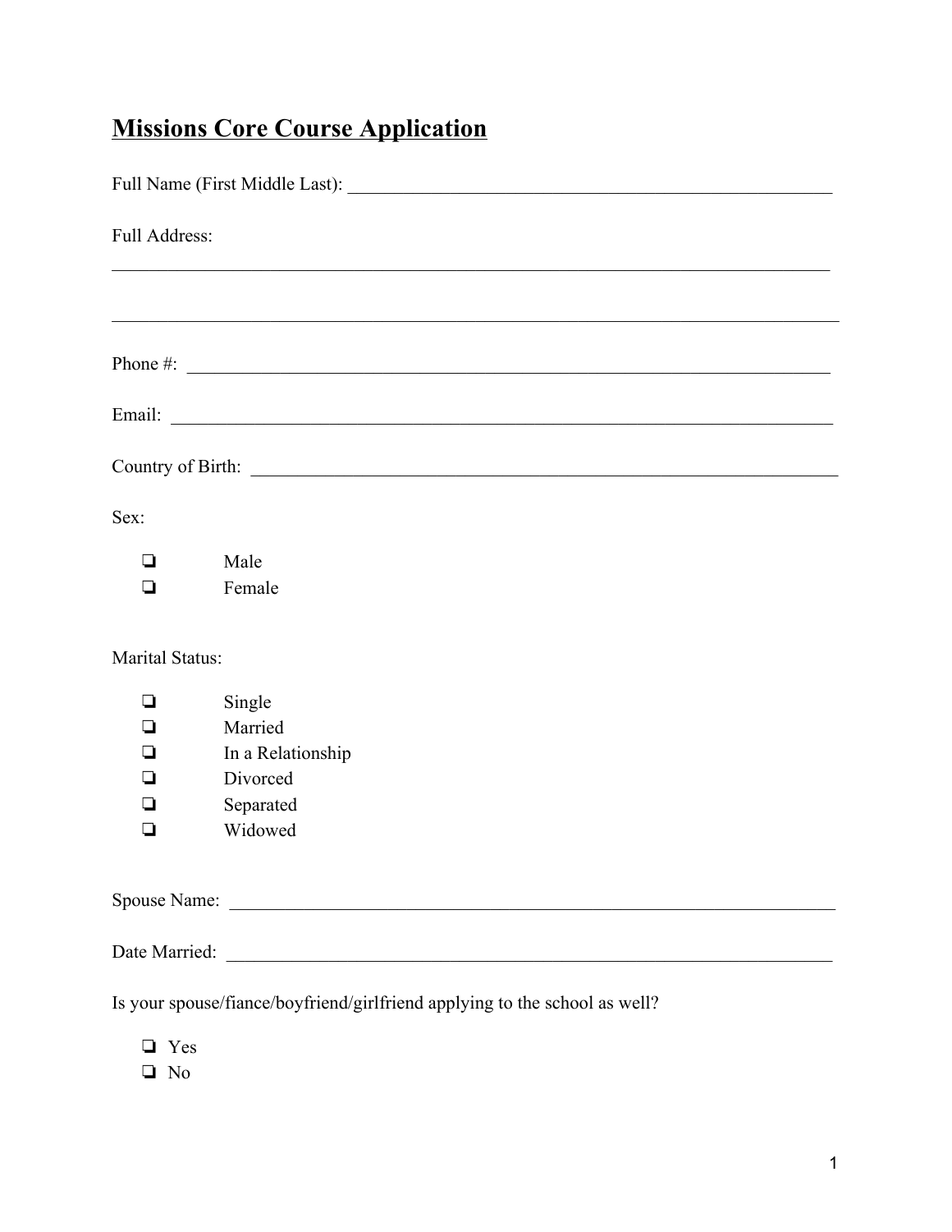# Missions Core Course Application

Full Name (First Middle Last): _______________________________________________________

Full Address:

_________________________________________________________________________________

_________________________________________________________________________________

Phone #: _________________________________________________________________________

Email: ___________________________________________________________________________

Country of Birth: __________________________________________________________________

Sex:

- ❏ Male
- ❏ Female

Marital Status:

- ❏ Single
- ❏ Married
- ❏ In a Relationship
- ❏ Divorced
- ❏ Separated
- ❏ Widowed

Spouse Name: _____________________________________________________________________

Date Married: _____________________________________________________________________

Is your spouse/fiance/boyfriend/girlfriend applying to the school as well?

- ❏ Yes
- ❏ No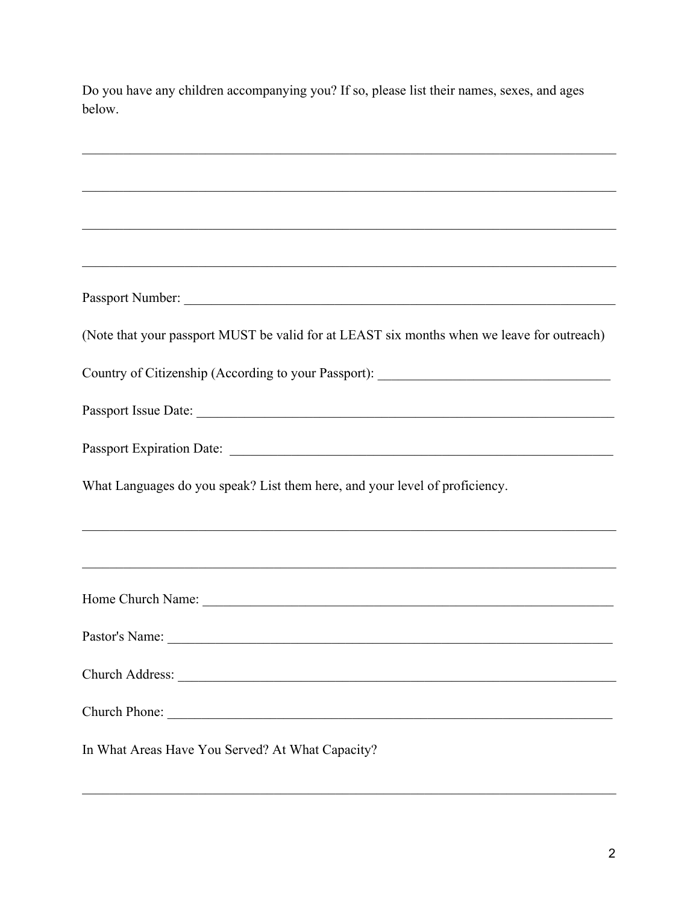Do you have any children accompanying you? If so, please list their names, sexes, and ages below.

______________________________________________________________________________

______________________________________________________________________________

______________________________________________________________________________

______________________________________________________________________________

Passport Number: _______________________________________________________________

(Note that your passport MUST be valid for at LEAST six months when we leave for outreach)

Country of Citizenship (According to your Passport): _________________________________

Passport Issue Date: ______________________________________________________________

Passport Expiration Date: __________________________________________________________

What Languages do you speak? List them here, and your level of proficiency.

______________________________________________________________________________

______________________________________________________________________________

Home Church Name: _____________________________________________________________

Pastor's Name: __________________________________________________________________

Church Address: _________________________________________________________________

Church Phone: ___________________________________________________________________

In What Areas Have You Served? At What Capacity?

______________________________________________________________________________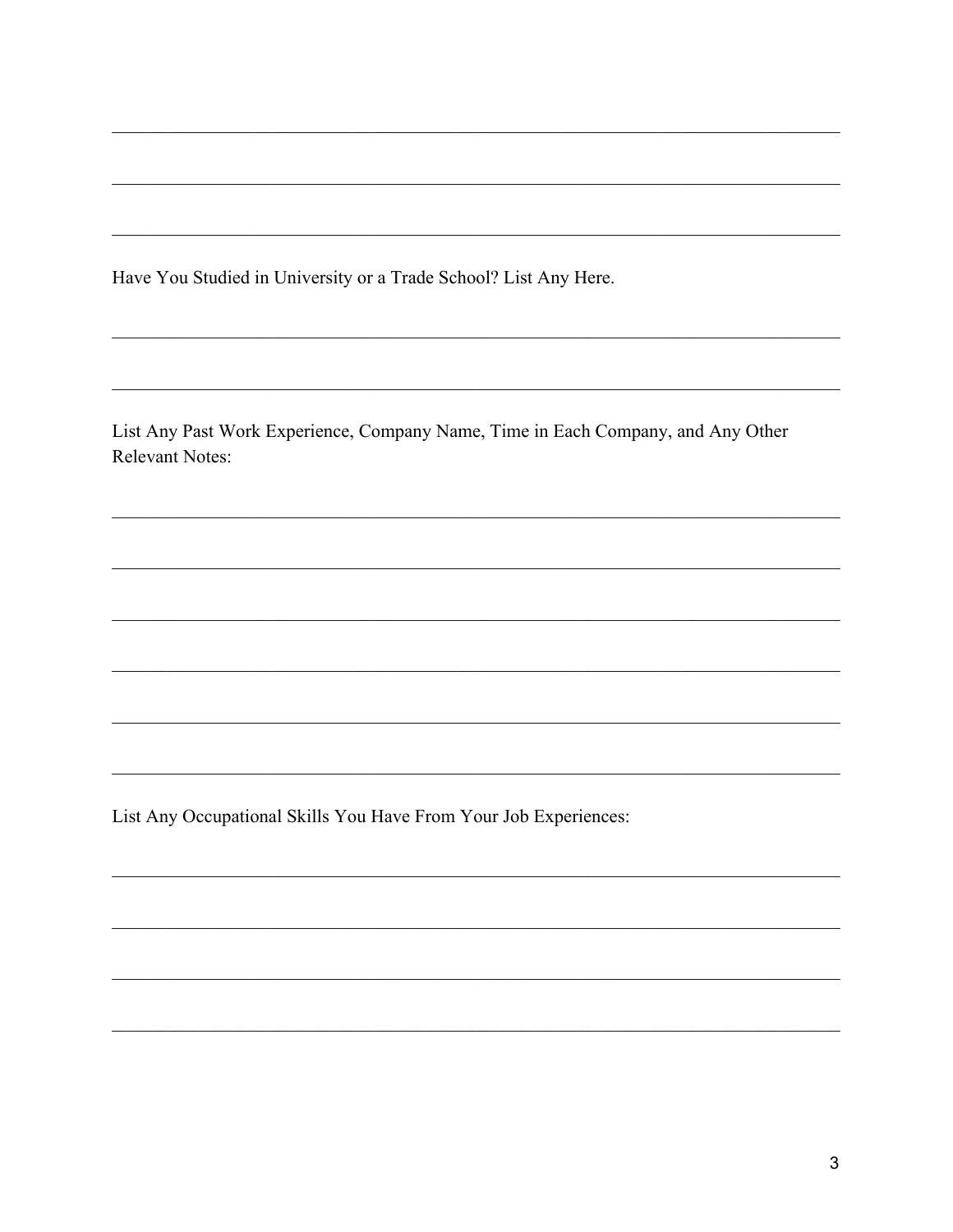\_\_\_\_\_\_\_\_\_\_\_\_\_\_\_\_\_\_\_\_\_\_\_\_\_\_\_\_\_\_\_\_\_\_\_\_\_\_\_\_\_\_\_\_\_\_\_\_\_\_\_\_\_\_\_\_\_\_\_\_\_\_\_\_\_\_\_\_\_\_\_\_

\_\_\_\_\_\_\_\_\_\_\_\_\_\_\_\_\_\_\_\_\_\_\_\_\_\_\_\_\_\_\_\_\_\_\_\_\_\_\_\_\_\_\_\_\_\_\_\_\_\_\_\_\_\_\_\_\_\_\_\_\_\_\_\_\_\_\_\_\_\_\_\_

\_\_\_\_\_\_\_\_\_\_\_\_\_\_\_\_\_\_\_\_\_\_\_\_\_\_\_\_\_\_\_\_\_\_\_\_\_\_\_\_\_\_\_\_\_\_\_\_\_\_\_\_\_\_\_\_\_\_\_\_\_\_\_\_\_\_\_\_\_\_\_\_

Have You Studied in University or a Trade School? List Any Here.

\_\_\_\_\_\_\_\_\_\_\_\_\_\_\_\_\_\_\_\_\_\_\_\_\_\_\_\_\_\_\_\_\_\_\_\_\_\_\_\_\_\_\_\_\_\_\_\_\_\_\_\_\_\_\_\_\_\_\_\_\_\_\_\_\_\_\_\_\_\_\_\_

\_\_\_\_\_\_\_\_\_\_\_\_\_\_\_\_\_\_\_\_\_\_\_\_\_\_\_\_\_\_\_\_\_\_\_\_\_\_\_\_\_\_\_\_\_\_\_\_\_\_\_\_\_\_\_\_\_\_\_\_\_\_\_\_\_\_\_\_\_\_\_\_

List Any Past Work Experience, Company Name, Time in Each Company, and Any Other Relevant Notes:

\_\_\_\_\_\_\_\_\_\_\_\_\_\_\_\_\_\_\_\_\_\_\_\_\_\_\_\_\_\_\_\_\_\_\_\_\_\_\_\_\_\_\_\_\_\_\_\_\_\_\_\_\_\_\_\_\_\_\_\_\_\_\_\_\_\_\_\_\_\_\_\_

\_\_\_\_\_\_\_\_\_\_\_\_\_\_\_\_\_\_\_\_\_\_\_\_\_\_\_\_\_\_\_\_\_\_\_\_\_\_\_\_\_\_\_\_\_\_\_\_\_\_\_\_\_\_\_\_\_\_\_\_\_\_\_\_\_\_\_\_\_\_\_\_

\_\_\_\_\_\_\_\_\_\_\_\_\_\_\_\_\_\_\_\_\_\_\_\_\_\_\_\_\_\_\_\_\_\_\_\_\_\_\_\_\_\_\_\_\_\_\_\_\_\_\_\_\_\_\_\_\_\_\_\_\_\_\_\_\_\_\_\_\_\_\_\_

\_\_\_\_\_\_\_\_\_\_\_\_\_\_\_\_\_\_\_\_\_\_\_\_\_\_\_\_\_\_\_\_\_\_\_\_\_\_\_\_\_\_\_\_\_\_\_\_\_\_\_\_\_\_\_\_\_\_\_\_\_\_\_\_\_\_\_\_\_\_\_\_

\_\_\_\_\_\_\_\_\_\_\_\_\_\_\_\_\_\_\_\_\_\_\_\_\_\_\_\_\_\_\_\_\_\_\_\_\_\_\_\_\_\_\_\_\_\_\_\_\_\_\_\_\_\_\_\_\_\_\_\_\_\_\_\_\_\_\_\_\_\_\_\_

\_\_\_\_\_\_\_\_\_\_\_\_\_\_\_\_\_\_\_\_\_\_\_\_\_\_\_\_\_\_\_\_\_\_\_\_\_\_\_\_\_\_\_\_\_\_\_\_\_\_\_\_\_\_\_\_\_\_\_\_\_\_\_\_\_\_\_\_\_\_\_\_

List Any Occupational Skills You Have From Your Job Experiences:

\_\_\_\_\_\_\_\_\_\_\_\_\_\_\_\_\_\_\_\_\_\_\_\_\_\_\_\_\_\_\_\_\_\_\_\_\_\_\_\_\_\_\_\_\_\_\_\_\_\_\_\_\_\_\_\_\_\_\_\_\_\_\_\_\_\_\_\_\_\_\_\_

\_\_\_\_\_\_\_\_\_\_\_\_\_\_\_\_\_\_\_\_\_\_\_\_\_\_\_\_\_\_\_\_\_\_\_\_\_\_\_\_\_\_\_\_\_\_\_\_\_\_\_\_\_\_\_\_\_\_\_\_\_\_\_\_\_\_\_\_\_\_\_\_

\_\_\_\_\_\_\_\_\_\_\_\_\_\_\_\_\_\_\_\_\_\_\_\_\_\_\_\_\_\_\_\_\_\_\_\_\_\_\_\_\_\_\_\_\_\_\_\_\_\_\_\_\_\_\_\_\_\_\_\_\_\_\_\_\_\_\_\_\_\_\_\_

\_\_\_\_\_\_\_\_\_\_\_\_\_\_\_\_\_\_\_\_\_\_\_\_\_\_\_\_\_\_\_\_\_\_\_\_\_\_\_\_\_\_\_\_\_\_\_\_\_\_\_\_\_\_\_\_\_\_\_\_\_\_\_\_\_\_\_\_\_\_\_\_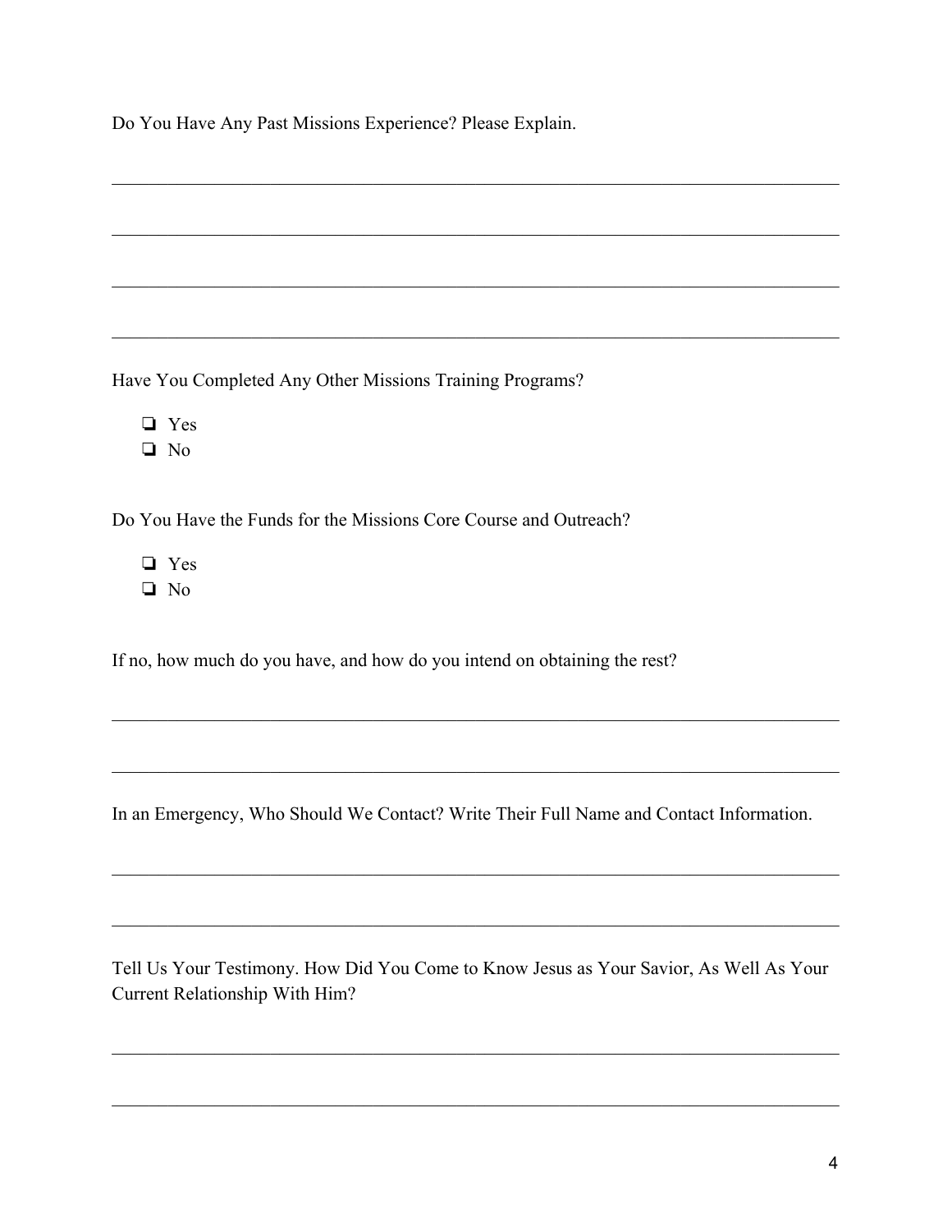Do You Have Any Past Missions Experience? Please Explain.

\_\_\_\_\_\_\_\_\_\_\_\_\_\_\_\_\_\_\_\_\_\_\_\_\_\_\_\_\_\_\_\_\_\_\_\_\_\_\_\_\_\_\_\_\_\_\_\_\_\_\_\_\_\_\_\_\_\_\_\_\_\_\_\_\_\_\_\_\_\_

\_\_\_\_\_\_\_\_\_\_\_\_\_\_\_\_\_\_\_\_\_\_\_\_\_\_\_\_\_\_\_\_\_\_\_\_\_\_\_\_\_\_\_\_\_\_\_\_\_\_\_\_\_\_\_\_\_\_\_\_\_\_\_\_\_\_\_\_\_\_

\_\_\_\_\_\_\_\_\_\_\_\_\_\_\_\_\_\_\_\_\_\_\_\_\_\_\_\_\_\_\_\_\_\_\_\_\_\_\_\_\_\_\_\_\_\_\_\_\_\_\_\_\_\_\_\_\_\_\_\_\_\_\_\_\_\_\_\_\_\_

\_\_\_\_\_\_\_\_\_\_\_\_\_\_\_\_\_\_\_\_\_\_\_\_\_\_\_\_\_\_\_\_\_\_\_\_\_\_\_\_\_\_\_\_\_\_\_\_\_\_\_\_\_\_\_\_\_\_\_\_\_\_\_\_\_\_\_\_\_\_

Have You Completed Any Other Missions Training Programs?

- ❏ Yes
- ❏ No

Do You Have the Funds for the Missions Core Course and Outreach?

- ❏ Yes
- ❏ No

If no, how much do you have, and how do you intend on obtaining the rest?

\_\_\_\_\_\_\_\_\_\_\_\_\_\_\_\_\_\_\_\_\_\_\_\_\_\_\_\_\_\_\_\_\_\_\_\_\_\_\_\_\_\_\_\_\_\_\_\_\_\_\_\_\_\_\_\_\_\_\_\_\_\_\_\_\_\_\_\_\_\_

\_\_\_\_\_\_\_\_\_\_\_\_\_\_\_\_\_\_\_\_\_\_\_\_\_\_\_\_\_\_\_\_\_\_\_\_\_\_\_\_\_\_\_\_\_\_\_\_\_\_\_\_\_\_\_\_\_\_\_\_\_\_\_\_\_\_\_\_\_\_

In an Emergency, Who Should We Contact? Write Their Full Name and Contact Information.

\_\_\_\_\_\_\_\_\_\_\_\_\_\_\_\_\_\_\_\_\_\_\_\_\_\_\_\_\_\_\_\_\_\_\_\_\_\_\_\_\_\_\_\_\_\_\_\_\_\_\_\_\_\_\_\_\_\_\_\_\_\_\_\_\_\_\_\_\_\_

\_\_\_\_\_\_\_\_\_\_\_\_\_\_\_\_\_\_\_\_\_\_\_\_\_\_\_\_\_\_\_\_\_\_\_\_\_\_\_\_\_\_\_\_\_\_\_\_\_\_\_\_\_\_\_\_\_\_\_\_\_\_\_\_\_\_\_\_\_\_

Tell Us Your Testimony. How Did You Come to Know Jesus as Your Savior, As Well As Your Current Relationship With Him?

\_\_\_\_\_\_\_\_\_\_\_\_\_\_\_\_\_\_\_\_\_\_\_\_\_\_\_\_\_\_\_\_\_\_\_\_\_\_\_\_\_\_\_\_\_\_\_\_\_\_\_\_\_\_\_\_\_\_\_\_\_\_\_\_\_\_\_\_\_\_

\_\_\_\_\_\_\_\_\_\_\_\_\_\_\_\_\_\_\_\_\_\_\_\_\_\_\_\_\_\_\_\_\_\_\_\_\_\_\_\_\_\_\_\_\_\_\_\_\_\_\_\_\_\_\_\_\_\_\_\_\_\_\_\_\_\_\_\_\_\_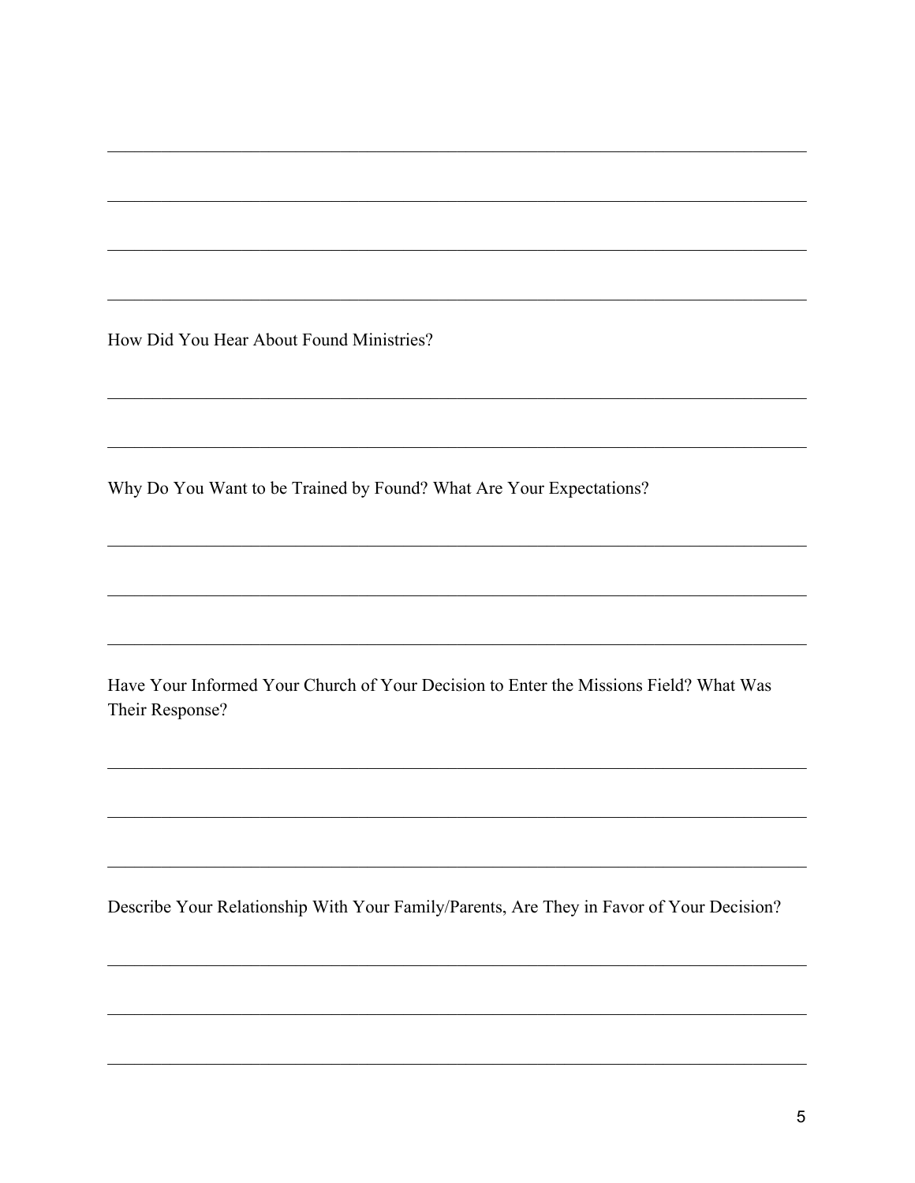How Did You Hear About Found Ministries?

Why Do You Want to be Trained by Found? What Are Your Expectations?

Have Your Informed Your Church of Your Decision to Enter the Missions Field? What Was Their Response?

Describe Your Relationship With Your Family/Parents, Are They in Favor of Your Decision?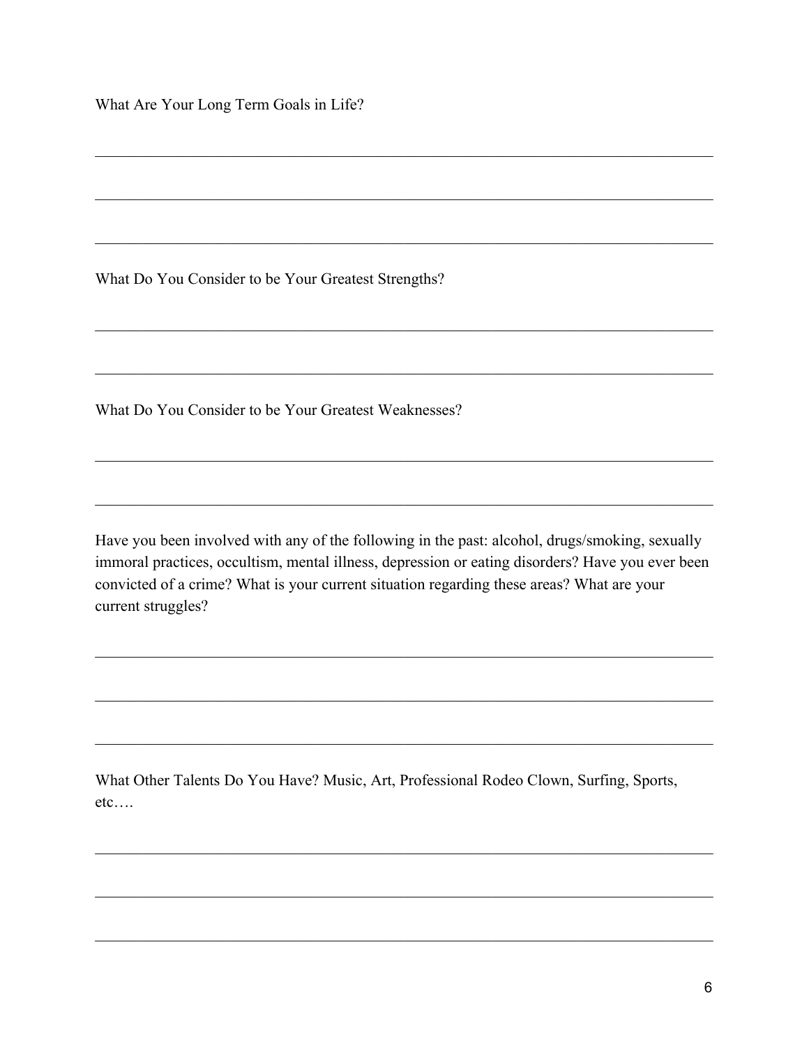What Are Your Long Term Goals in Life?

_______________________________________________________________________________

_______________________________________________________________________________

_______________________________________________________________________________

What Do You Consider to be Your Greatest Strengths?

_______________________________________________________________________________

_______________________________________________________________________________

What Do You Consider to be Your Greatest Weaknesses?

_______________________________________________________________________________

_______________________________________________________________________________

Have you been involved with any of the following in the past: alcohol, drugs/smoking, sexually immoral practices, occultism, mental illness, depression or eating disorders? Have you ever been convicted of a crime? What is your current situation regarding these areas? What are your current struggles?

_______________________________________________________________________________

_______________________________________________________________________________

_______________________________________________________________________________

What Other Talents Do You Have? Music, Art, Professional Rodeo Clown, Surfing, Sports, etc….

_______________________________________________________________________________

_______________________________________________________________________________

_______________________________________________________________________________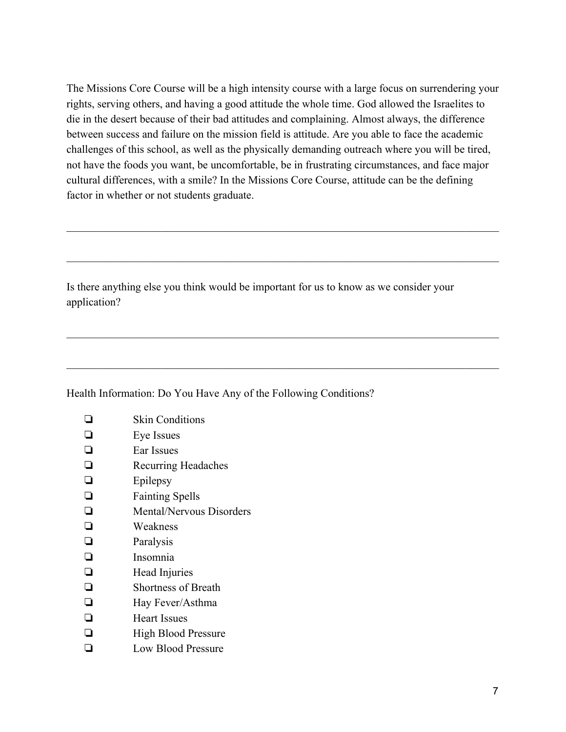The Missions Core Course will be a high intensity course with a large focus on surrendering your rights, serving others, and having a good attitude the whole time. God allowed the Israelites to die in the desert because of their bad attitudes and complaining. Almost always, the difference between success and failure on the mission field is attitude. Are you able to face the academic challenges of this school, as well as the physically demanding outreach where you will be tired, not have the foods you want, be uncomfortable, be in frustrating circumstances, and face major cultural differences, with a smile? In the Missions Core Course, attitude can be the defining factor in whether or not students graduate.

\_\_\_\_\_\_\_\_\_\_\_\_\_\_\_\_\_\_\_\_\_\_\_\_\_\_\_\_\_\_\_\_\_\_\_\_\_\_\_\_\_\_\_\_\_\_\_\_\_\_\_\_\_\_\_\_\_\_\_\_\_\_\_\_\_\_\_\_\_\_\_\_

\_\_\_\_\_\_\_\_\_\_\_\_\_\_\_\_\_\_\_\_\_\_\_\_\_\_\_\_\_\_\_\_\_\_\_\_\_\_\_\_\_\_\_\_\_\_\_\_\_\_\_\_\_\_\_\_\_\_\_\_\_\_\_\_\_\_\_\_\_\_\_\_

Is there anything else you think would be important for us to know as we consider your application?

\_\_\_\_\_\_\_\_\_\_\_\_\_\_\_\_\_\_\_\_\_\_\_\_\_\_\_\_\_\_\_\_\_\_\_\_\_\_\_\_\_\_\_\_\_\_\_\_\_\_\_\_\_\_\_\_\_\_\_\_\_\_\_\_\_\_\_\_\_\_\_\_

\_\_\_\_\_\_\_\_\_\_\_\_\_\_\_\_\_\_\_\_\_\_\_\_\_\_\_\_\_\_\_\_\_\_\_\_\_\_\_\_\_\_\_\_\_\_\_\_\_\_\_\_\_\_\_\_\_\_\_\_\_\_\_\_\_\_\_\_\_\_\_\_

Health Information: Do You Have Any of the Following Conditions?

- [ ] Skin Conditions
- [ ] Eye Issues
- [ ] Ear Issues
- [ ] Recurring Headaches
- [ ] Epilepsy
- [ ] Fainting Spells
- [ ] Mental/Nervous Disorders
- [ ] Weakness
- [ ] Paralysis
- [ ] Insomnia
- [ ] Head Injuries
- [ ] Shortness of Breath
- [ ] Hay Fever/Asthma
- [ ] Heart Issues
- [ ] High Blood Pressure
- [ ] Low Blood Pressure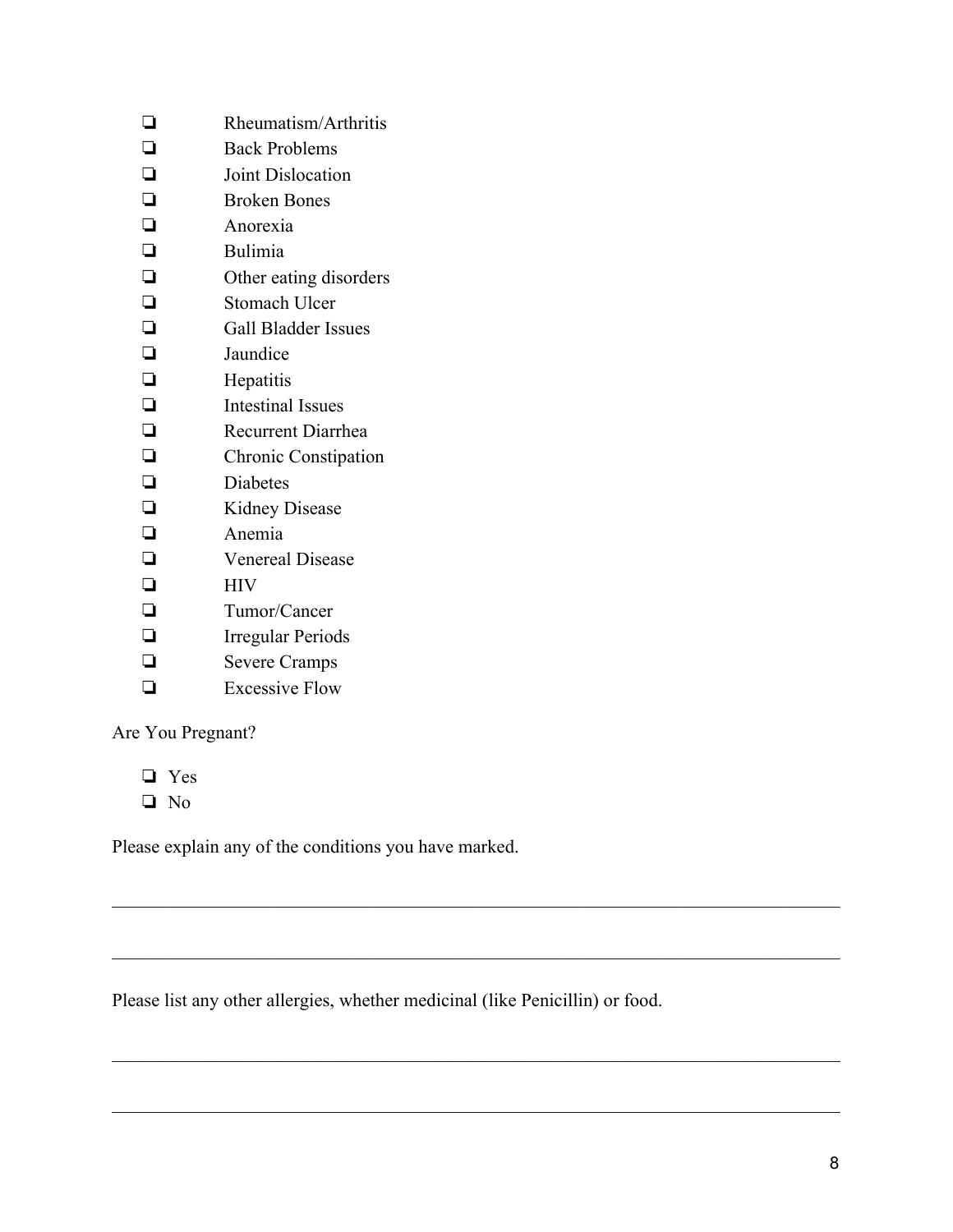- ❏ Rheumatism/Arthritis
- ❏ Back Problems
- ❏ Joint Dislocation
- ❏ Broken Bones
- ❏ Anorexia
- ❏ Bulimia
- ❏ Other eating disorders
- ❏ Stomach Ulcer
- ❏ Gall Bladder Issues
- ❏ Jaundice
- ❏ Hepatitis
- ❏ Intestinal Issues
- ❏ Recurrent Diarrhea
- ❏ Chronic Constipation
- ❏ Diabetes
- ❏ Kidney Disease
- ❏ Anemia
- ❏ Venereal Disease
- ❏ HIV
- ❏ Tumor/Cancer
- ❏ Irregular Periods
- ❏ Severe Cramps
- ❏ Excessive Flow

Are You Pregnant?

- ❏ Yes
- ❏ No

Please explain any of the conditions you have marked.

______________________________________________________________________________

______________________________________________________________________________

Please list any other allergies, whether medicinal (like Penicillin) or food.

______________________________________________________________________________

______________________________________________________________________________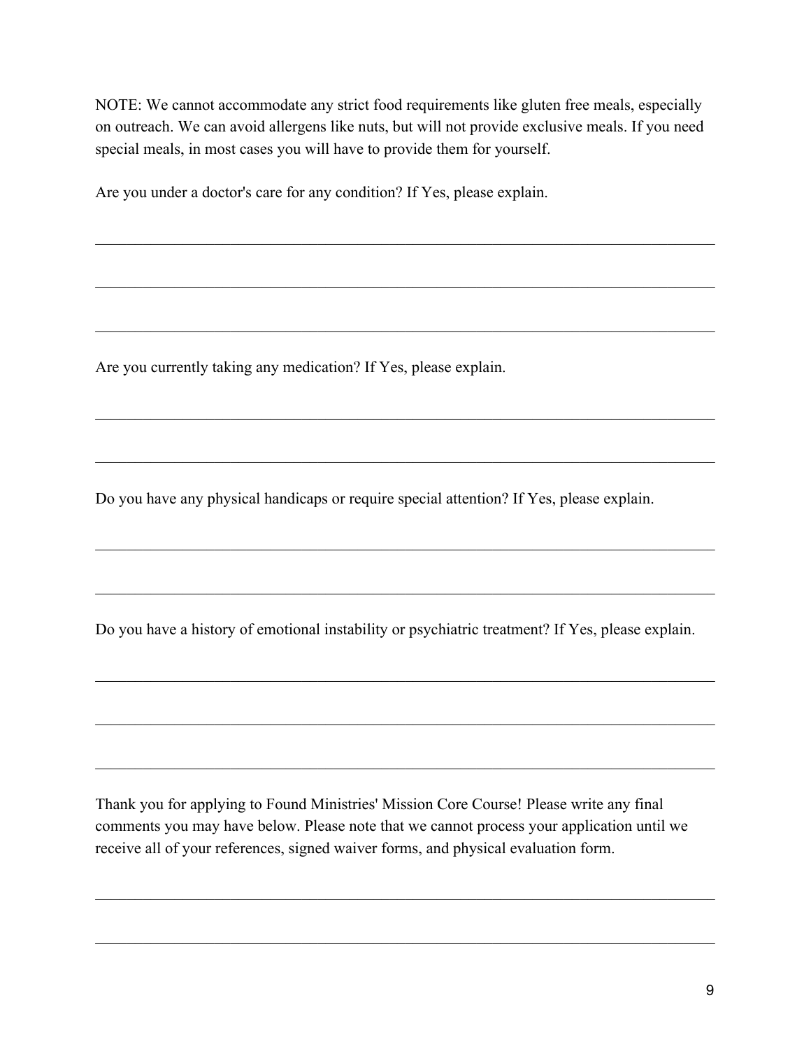NOTE: We cannot accommodate any strict food requirements like gluten free meals, especially on outreach. We can avoid allergens like nuts, but will not provide exclusive meals. If you need special meals, in most cases you will have to provide them for yourself.

Are you under a doctor's care for any condition? If Yes, please explain.

\_\_\_\_\_\_\_\_\_\_\_\_\_\_\_\_\_\_\_\_\_\_\_\_\_\_\_\_\_\_\_\_\_\_\_\_\_\_\_\_\_\_\_\_\_\_\_\_\_\_\_\_\_\_\_\_\_\_\_\_\_\_\_\_\_\_\_\_\_\_

\_\_\_\_\_\_\_\_\_\_\_\_\_\_\_\_\_\_\_\_\_\_\_\_\_\_\_\_\_\_\_\_\_\_\_\_\_\_\_\_\_\_\_\_\_\_\_\_\_\_\_\_\_\_\_\_\_\_\_\_\_\_\_\_\_\_\_\_\_\_

\_\_\_\_\_\_\_\_\_\_\_\_\_\_\_\_\_\_\_\_\_\_\_\_\_\_\_\_\_\_\_\_\_\_\_\_\_\_\_\_\_\_\_\_\_\_\_\_\_\_\_\_\_\_\_\_\_\_\_\_\_\_\_\_\_\_\_\_\_\_

Are you currently taking any medication? If Yes, please explain.

\_\_\_\_\_\_\_\_\_\_\_\_\_\_\_\_\_\_\_\_\_\_\_\_\_\_\_\_\_\_\_\_\_\_\_\_\_\_\_\_\_\_\_\_\_\_\_\_\_\_\_\_\_\_\_\_\_\_\_\_\_\_\_\_\_\_\_\_\_\_

\_\_\_\_\_\_\_\_\_\_\_\_\_\_\_\_\_\_\_\_\_\_\_\_\_\_\_\_\_\_\_\_\_\_\_\_\_\_\_\_\_\_\_\_\_\_\_\_\_\_\_\_\_\_\_\_\_\_\_\_\_\_\_\_\_\_\_\_\_\_

Do you have any physical handicaps or require special attention? If Yes, please explain.

\_\_\_\_\_\_\_\_\_\_\_\_\_\_\_\_\_\_\_\_\_\_\_\_\_\_\_\_\_\_\_\_\_\_\_\_\_\_\_\_\_\_\_\_\_\_\_\_\_\_\_\_\_\_\_\_\_\_\_\_\_\_\_\_\_\_\_\_\_\_

\_\_\_\_\_\_\_\_\_\_\_\_\_\_\_\_\_\_\_\_\_\_\_\_\_\_\_\_\_\_\_\_\_\_\_\_\_\_\_\_\_\_\_\_\_\_\_\_\_\_\_\_\_\_\_\_\_\_\_\_\_\_\_\_\_\_\_\_\_\_

Do you have a history of emotional instability or psychiatric treatment? If Yes, please explain.

\_\_\_\_\_\_\_\_\_\_\_\_\_\_\_\_\_\_\_\_\_\_\_\_\_\_\_\_\_\_\_\_\_\_\_\_\_\_\_\_\_\_\_\_\_\_\_\_\_\_\_\_\_\_\_\_\_\_\_\_\_\_\_\_\_\_\_\_\_\_

\_\_\_\_\_\_\_\_\_\_\_\_\_\_\_\_\_\_\_\_\_\_\_\_\_\_\_\_\_\_\_\_\_\_\_\_\_\_\_\_\_\_\_\_\_\_\_\_\_\_\_\_\_\_\_\_\_\_\_\_\_\_\_\_\_\_\_\_\_\_

\_\_\_\_\_\_\_\_\_\_\_\_\_\_\_\_\_\_\_\_\_\_\_\_\_\_\_\_\_\_\_\_\_\_\_\_\_\_\_\_\_\_\_\_\_\_\_\_\_\_\_\_\_\_\_\_\_\_\_\_\_\_\_\_\_\_\_\_\_\_

Thank you for applying to Found Ministries' Mission Core Course! Please write any final comments you may have below. Please note that we cannot process your application until we receive all of your references, signed waiver forms, and physical evaluation form.

\_\_\_\_\_\_\_\_\_\_\_\_\_\_\_\_\_\_\_\_\_\_\_\_\_\_\_\_\_\_\_\_\_\_\_\_\_\_\_\_\_\_\_\_\_\_\_\_\_\_\_\_\_\_\_\_\_\_\_\_\_\_\_\_\_\_\_\_\_\_

\_\_\_\_\_\_\_\_\_\_\_\_\_\_\_\_\_\_\_\_\_\_\_\_\_\_\_\_\_\_\_\_\_\_\_\_\_\_\_\_\_\_\_\_\_\_\_\_\_\_\_\_\_\_\_\_\_\_\_\_\_\_\_\_\_\_\_\_\_\_